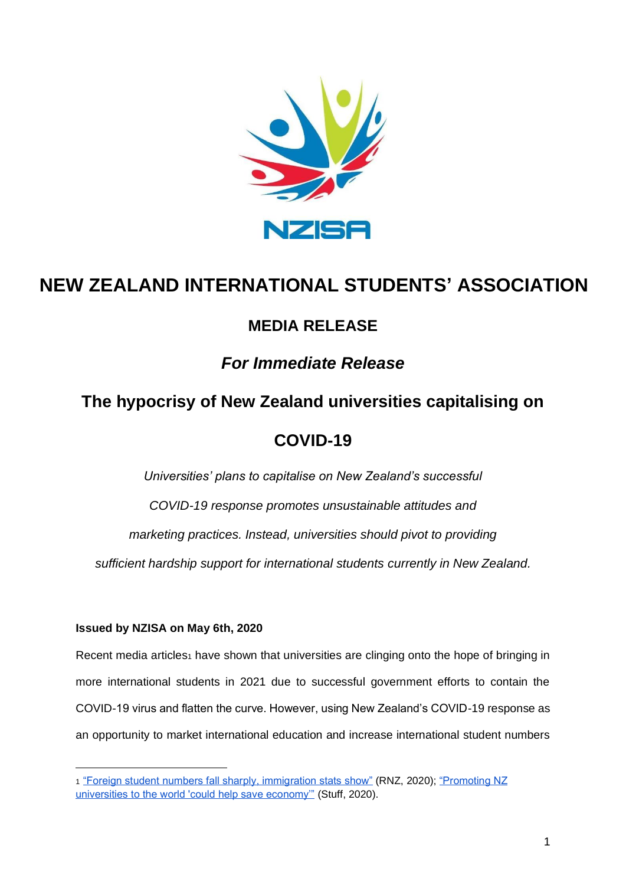NZISA

# NEW ZEALAND INTERNATIONAL STUDENTS' ASSOCIATION

## MEDIA RELEASE

## *For Immediate Release*

## The hypocrisy of New Zealand universities capitalising on COVID-19

*Universities' plans to capitalise on New Zealand's successful COVID-19 response promotes unsustainable attitudes and marketing practices. Instead, universities should pivot to providing sufficient hardship support for international students currently in New Zealand.*

**Issued by NZISA on May 6th, 2020**

Recent media articles[1] have shown that universities are clinging onto the hope of bringing in more international students in 2021 due to successful government efforts to contain the COVID-19 virus and flatten the curve. However, using New Zealand's COVID-19 response as an opportunity to market international education and increase international student numbers

---

[1] "Foreign student numbers fall sharply, immigration stats show" (RNZ, 2020); "Promoting NZ universities to the world 'could help save economy'" (Stuff, 2020).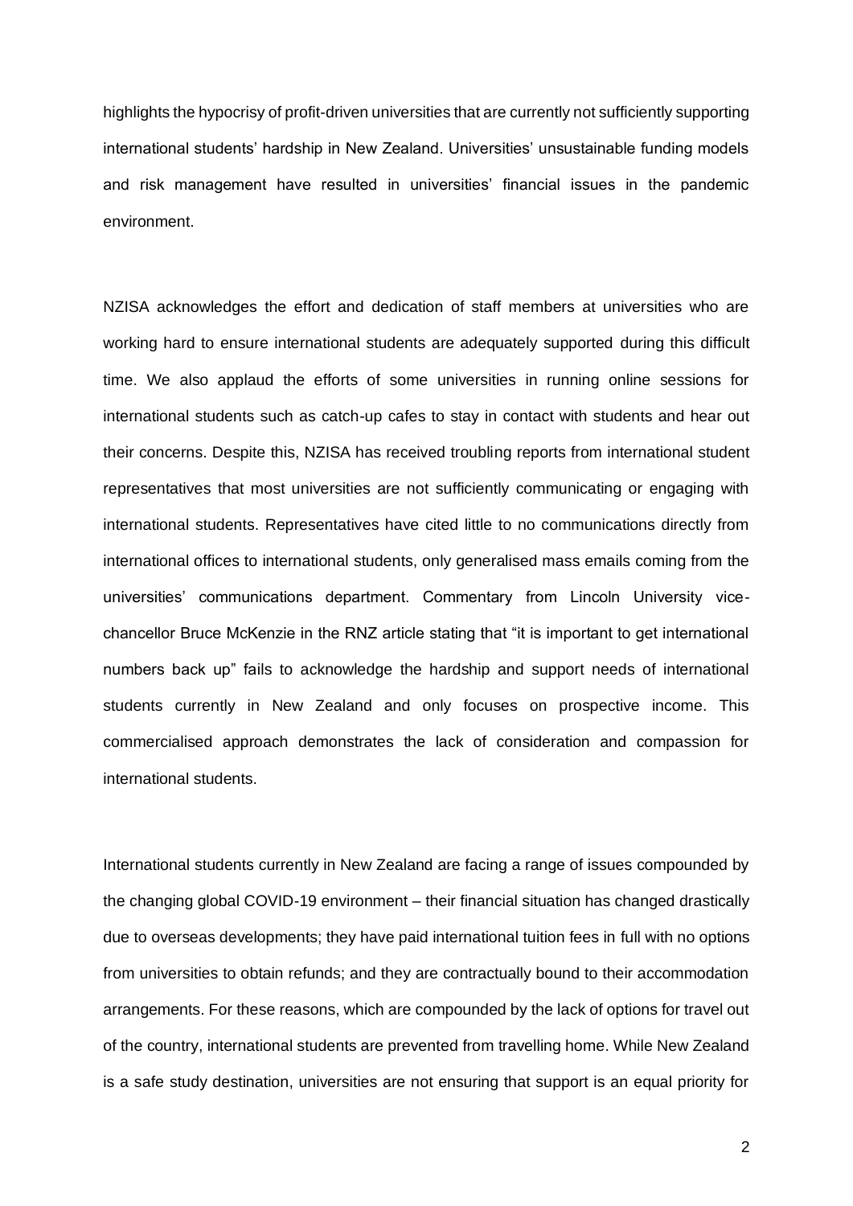highlights the hypocrisy of profit-driven universities that are currently not sufficiently supporting international students' hardship in New Zealand. Universities' unsustainable funding models and risk management have resulted in universities' financial issues in the pandemic environment.

NZISA acknowledges the effort and dedication of staff members at universities who are working hard to ensure international students are adequately supported during this difficult time. We also applaud the efforts of some universities in running online sessions for international students such as catch-up cafes to stay in contact with students and hear out their concerns. Despite this, NZISA has received troubling reports from international student representatives that most universities are not sufficiently communicating or engaging with international students. Representatives have cited little to no communications directly from international offices to international students, only generalised mass emails coming from the universities' communications department. Commentary from Lincoln University vice-chancellor Bruce McKenzie in the RNZ article stating that "it is important to get international numbers back up" fails to acknowledge the hardship and support needs of international students currently in New Zealand and only focuses on prospective income. This commercialised approach demonstrates the lack of consideration and compassion for international students.

International students currently in New Zealand are facing a range of issues compounded by the changing global COVID-19 environment – their financial situation has changed drastically due to overseas developments; they have paid international tuition fees in full with no options from universities to obtain refunds; and they are contractually bound to their accommodation arrangements. For these reasons, which are compounded by the lack of options for travel out of the country, international students are prevented from travelling home. While New Zealand is a safe study destination, universities are not ensuring that support is an equal priority for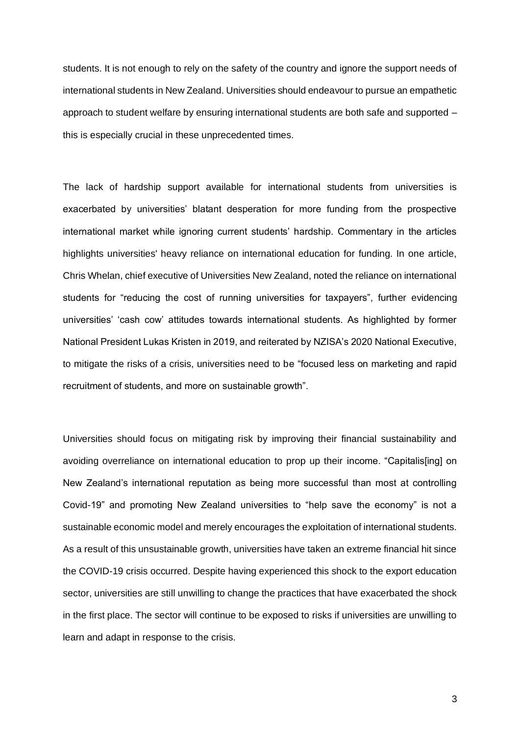students. It is not enough to rely on the safety of the country and ignore the support needs of international students in New Zealand. Universities should endeavour to pursue an empathetic approach to student welfare by ensuring international students are both safe and supported – this is especially crucial in these unprecedented times.

The lack of hardship support available for international students from universities is exacerbated by universities' blatant desperation for more funding from the prospective international market while ignoring current students' hardship. Commentary in the articles highlights universities' heavy reliance on international education for funding. In one article, Chris Whelan, chief executive of Universities New Zealand, noted the reliance on international students for "reducing the cost of running universities for taxpayers", further evidencing universities' 'cash cow' attitudes towards international students. As highlighted by former National President Lukas Kristen in 2019, and reiterated by NZISA's 2020 National Executive, to mitigate the risks of a crisis, universities need to be "focused less on marketing and rapid recruitment of students, and more on sustainable growth".

Universities should focus on mitigating risk by improving their financial sustainability and avoiding overreliance on international education to prop up their income. "Capitalis[ing] on New Zealand's international reputation as being more successful than most at controlling Covid-19" and promoting New Zealand universities to "help save the economy" is not a sustainable economic model and merely encourages the exploitation of international students. As a result of this unsustainable growth, universities have taken an extreme financial hit since the COVID-19 crisis occurred. Despite having experienced this shock to the export education sector, universities are still unwilling to change the practices that have exacerbated the shock in the first place. The sector will continue to be exposed to risks if universities are unwilling to learn and adapt in response to the crisis.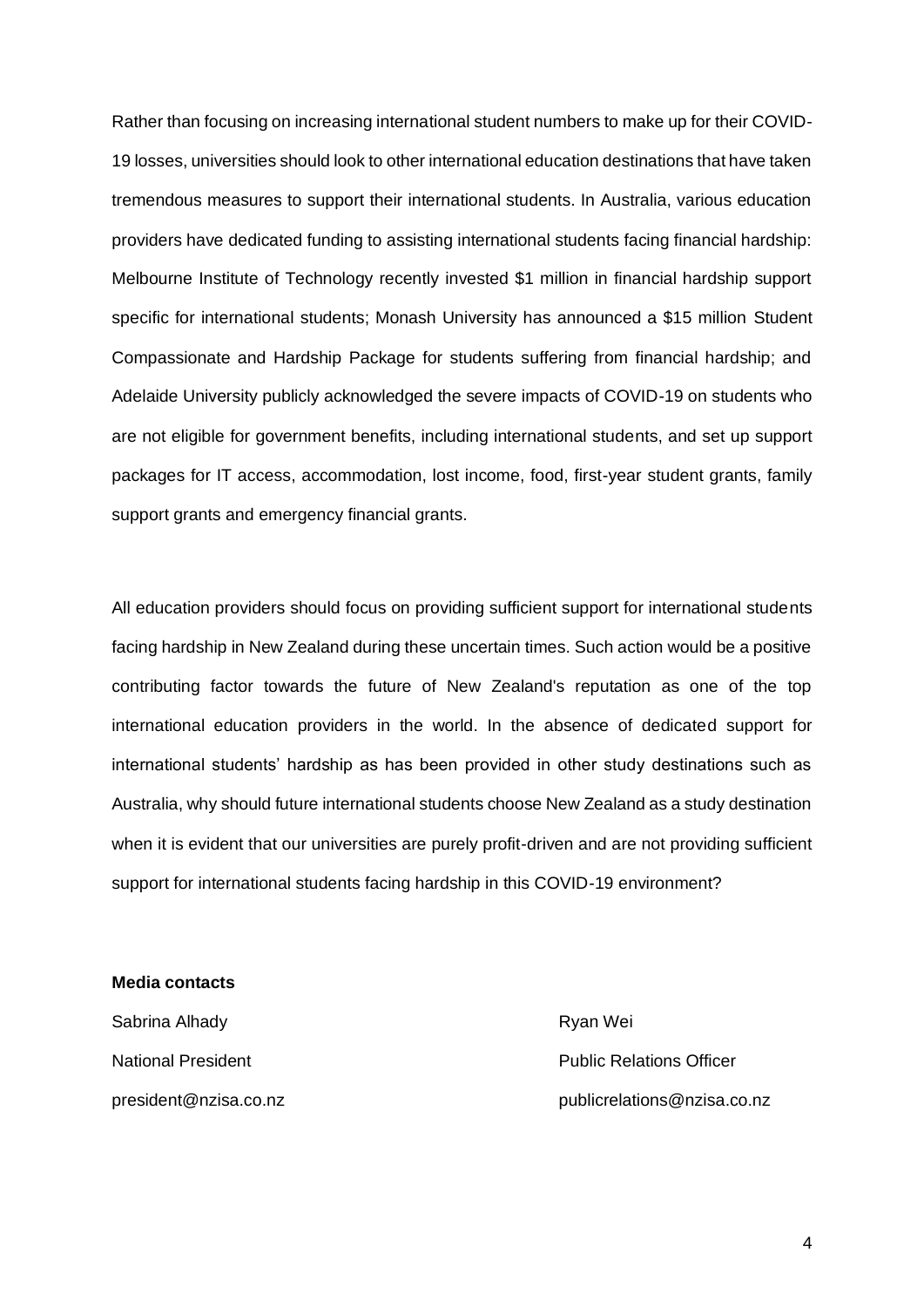Rather than focusing on increasing international student numbers to make up for their COVID-19 losses, universities should look to other international education destinations that have taken tremendous measures to support their international students. In Australia, various education providers have dedicated funding to assisting international students facing financial hardship: Melbourne Institute of Technology recently invested $1 million in financial hardship support specific for international students; Monash University has announced a $15 million Student Compassionate and Hardship Package for students suffering from financial hardship; and Adelaide University publicly acknowledged the severe impacts of COVID-19 on students who are not eligible for government benefits, including international students, and set up support packages for IT access, accommodation, lost income, food, first-year student grants, family support grants and emergency financial grants.

All education providers should focus on providing sufficient support for international students facing hardship in New Zealand during these uncertain times. Such action would be a positive contributing factor towards the future of New Zealand's reputation as one of the top international education providers in the world. In the absence of dedicated support for international students' hardship as has been provided in other study destinations such as Australia, why should future international students choose New Zealand as a study destination when it is evident that our universities are purely profit-driven and are not providing sufficient support for international students facing hardship in this COVID-19 environment?

**Media contacts**

Sabrina Alhady
National President
president@nzisa.co.nz

Ryan Wei
Public Relations Officer
publicrelations@nzisa.co.nz